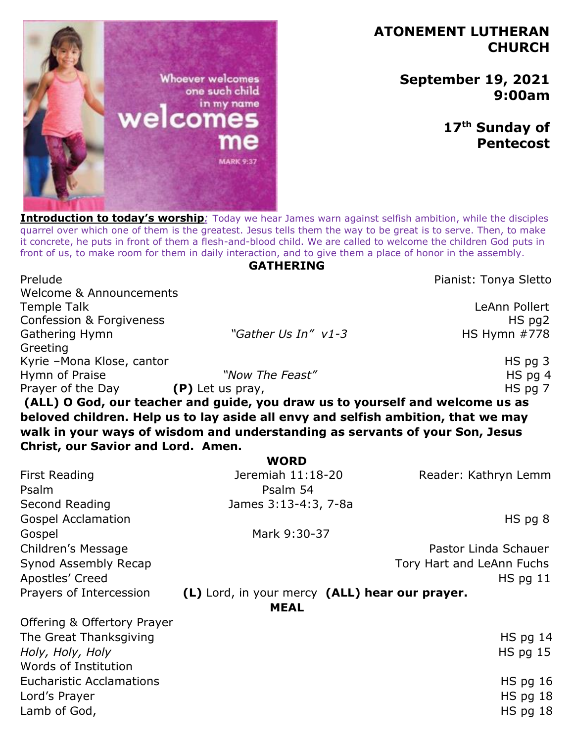# ATONEMENT LUTHERAN CHURCH

**September 19, 2021**
**9:00am**

**17th Sunday of Pentecost**

**Introduction to today's worship**: Today we hear James warn against selfish ambition, while the disciples quarrel over which one of them is the greatest. Jesus tells them the way to be great is to serve. Then, to make it concrete, he puts in front of them a flesh-and-blood child. We are called to welcome the children God puts in front of us, to make room for them in daily interaction, and to give them a place of honor in the assembly.

## GATHERING

| | | |
|---|---|---|
| Prelude | | Pianist: Tonya Sletto |
| Welcome & Announcements | | |
| Temple Talk | | LeAnn Pollert |
| Confession & Forgiveness | | HS pg2 |
| Gathering Hymn | *"Gather Us In" v1-3* | HS Hymn #778 |
| Greeting | | |
| Kyrie –Mona Klose, cantor | | HS pg 3 |
| Hymn of Praise | *"Now The Feast"* | HS pg 4 |
| Prayer of the Day | **(P)** Let us pray, | HS pg 7 |

**(ALL) O God, our teacher and guide, you draw us to yourself and welcome us as beloved children. Help us to lay aside all envy and selfish ambition, that we may walk in your ways of wisdom and understanding as servants of your Son, Jesus Christ, our Savior and Lord. Amen.**

## WORD

| | | |
|---|---|---|
| First Reading | Jeremiah 11:18-20 | Reader: Kathryn Lemm |
| Psalm | Psalm 54 | |
| Second Reading | James 3:13-4:3, 7-8a | |
| Gospel Acclamation | | HS pg 8 |
| Gospel | Mark 9:30-37 | |
| Children's Message | | Pastor Linda Schauer |
| Synod Assembly Recap | | Tory Hart and LeAnn Fuchs |
| Apostles' Creed | | HS pg 11 |
| Prayers of Intercession | **(L)** Lord, in your mercy **(ALL) hear our prayer.** | |

## MEAL

| | |
|---|---|
| Offering & Offertory Prayer | |
| The Great Thanksgiving | HS pg 14 |
| *Holy, Holy, Holy* | HS pg 15 |
| Words of Institution | |
| Eucharistic Acclamations | HS pg 16 |
| Lord's Prayer | HS pg 18 |
| Lamb of God, | HS pg 18 |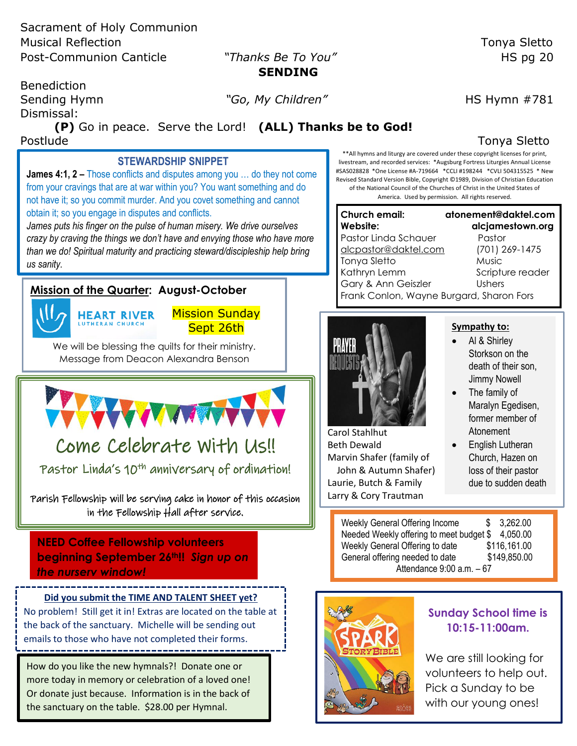Sacrament of Holy Communion

Musical Reflection — Tonya Sletto

Post-Communion Canticle — *"Thanks Be To You"* — HS pg 20

## SENDING

Benediction

Sending Hymn — *"Go, My Children"* — HS Hymn #781

Dismissal:

**(P)** Go in peace. Serve the Lord! **(ALL) Thanks be to God!**

Postlude — Tonya Sletto

### STEWARDSHIP SNIPPET

**James 4:1, 2 –** Those conflicts and disputes among you … do they not come from your cravings that are at war within you? You want something and do not have it; so you commit murder. And you covet something and cannot obtain it; so you engage in disputes and conflicts.

*James puts his finger on the pulse of human misery. We drive ourselves crazy by craving the things we don't have and envying those who have more than we do! Spiritual maturity and practicing steward/discipleship help bring us sanity.*

**Mission of the Quarter: August-October**

HEART RIVER LUTHERAN CHURCH

Mission Sunday Sept 26th

We will be blessing the quilts for their ministry. Message from Deacon Alexandra Benson

## Come Celebrate With Us!!

Pastor Linda's 10th anniversary of ordination!

Parish Fellowship will be serving cake in honor of this occasion in the Fellowship Hall after service.

**NEED Coffee Fellowship volunteers beginning September 26th!! *Sign up on the nursery window!***

**Did you submit the TIME AND TALENT SHEET yet?**

No problem! Still get it in! Extras are located on the table at the back of the sanctuary. Michelle will be sending out emails to those who have not completed their forms.

How do you like the new hymnals?! Donate one or more today in memory or celebration of a loved one! Or donate just because. Information is in the back of the sanctuary on the table. $28.00 per Hymnal.

**All hymns and liturgy are covered under these copyright licenses for print, livestream, and recorded services: *Augsburg Fortress Liturgies Annual License #SAS028828 *One License #A-719664 *CCLI #198244 *CVLI 504315525 * New Revised Standard Version Bible, Copyright ©1989, Division of Christian Education of the National Council of the Churches of Christ in the United States of America. Used by permission. All rights reserved.

| | |
|---|---|
| **Church email:** | **atonement@daktel.com** |
| **Website:** | **alcjamestown.org** |
| Pastor Linda Schauer | Pastor |
| alcpastor@daktel.com | (701) 269-1475 |
| Tonya Sletto | Music |
| Kathryn Lemm | Scripture reader |
| Gary & Ann Geiszler | Ushers |
| Frank Conlon, Wayne Burgard, Sharon Fors | |

**PRAYER REQUESTS**

Carol Stahlhut

Beth Dewald

Marvin Shafer (family of John & Autumn Shafer)

Laurie, Butch & Family

Larry & Cory Trautman

**Sympathy to:**

- Al & Shirley Storkson on the death of their son, Jimmy Nowell
- The family of Maralyn Egedisen, former member of Atonement
- English Lutheran Church, Hazen on loss of their pastor due to sudden death

| | |
|---|---|
| Weekly General Offering Income | $ 3,262.00 |
| Needed Weekly offering to meet budget | $ 4,050.00 |
| Weekly General Offering to date | $116,161.00 |
| General offering needed to date | $149,850.00 |

Attendance 9:00 a.m. – 67

**Sunday School time is 10:15-11:00am.**

We are still looking for volunteers to help out. Pick a Sunday to be with our young ones!